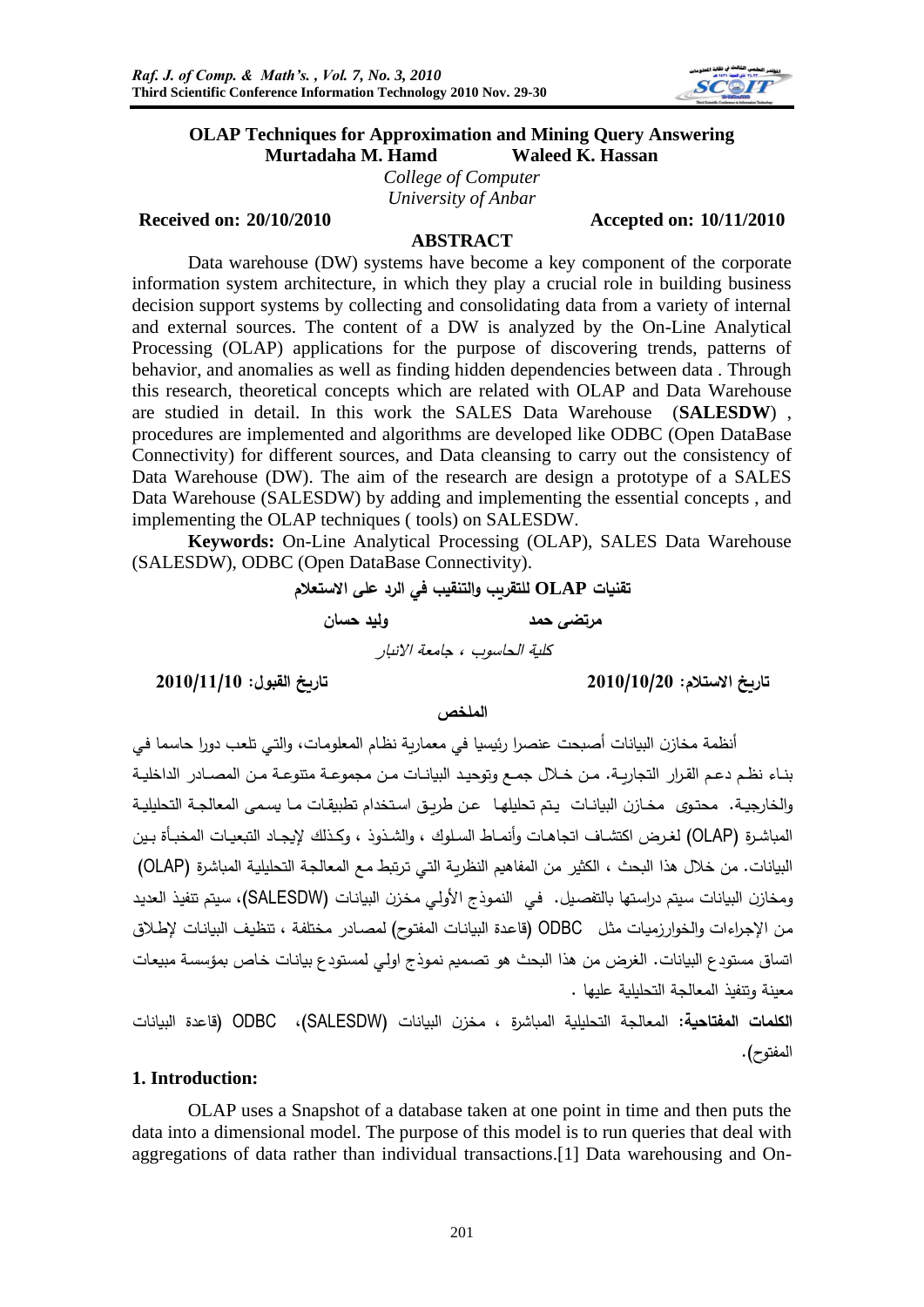# OLAP Techniques for Approximation and Mining Query Answering

**Murtadaha M. Hamd** **Waleed K. Hassan**

*College of Computer*
*University of Anbar*

**Received on: 20/10/2010** **Accepted on: 10/11/2010**

## ABSTRACT

Data warehouse (DW) systems have become a key component of the corporate information system architecture, in which they play a crucial role in building business decision support systems by collecting and consolidating data from a variety of internal and external sources. The content of a DW is analyzed by the On-Line Analytical Processing (OLAP) applications for the purpose of discovering trends, patterns of behavior, and anomalies as well as finding hidden dependencies between data . Through this research, theoretical concepts which are related with OLAP and Data Warehouse are studied in detail. In this work the SALES Data Warehouse (**SALESDW**) , procedures are implemented and algorithms are developed like ODBC (Open DataBase Connectivity) for different sources, and Data cleansing to carry out the consistency of Data Warehouse (DW). The aim of the research are design a prototype of a SALES Data Warehouse (SALESDW) by adding and implementing the essential concepts , and implementing the OLAP techniques ( tools) on SALESDW.

**Keywords:** On-Line Analytical Processing (OLAP), SALES Data Warehouse (SALESDW), ODBC (Open DataBase Connectivity).

# تقنيات OLAP للتقريب والتنقيب في الرد على الاستعلام

**مرتضى حمد** **وليد حسان**

*كلية الحاسوب ، جامعة الانبار*

**تاريخ الاستلام: 2010/10/20** **تاريخ القبول: 2010/11/10**

## الملخص

أنظمة مخازن البيانات أصبحت عنصرا رئيسيا في معمارية نظام المعلومات، والتي تلعب دورا حاسما في بناء نظم دعم القرار التجارية. من خلال جمع وتوحيد البيانات من مجموعة متنوعة من المصادر الداخلية والخارجية. محتوى مخازن البيانات يتم تحليلها عن طريق استخدام تطبيقات ما يسمى المعالجة التحليلية المباشرة (OLAP) لغرض اكتشاف اتجاهات وأنماط السلوك ، والشذوذ ، وكذلك لإيجاد التبعيات المخبأة بين البيانات. من خلال هذا البحث ، الكثير من المفاهيم النظرية التي ترتبط مع المعالجة التحليلية المباشرة (OLAP) ومخازن البيانات سيتم دراستها بالتفصيل. في النموذج الأولي مخزن البيانات (SALESDW)، سيتم تنفيذ العديد من الإجراءات والخوارزميات مثل ODBC (قاعدة البيانات المفتوح) لمصادر مختلفة ، تنظيف البيانات لإطلاق اتساق مستودع البيانات. الغرض من هذا البحث هو تصميم نموذج اولي لمستودع بيانات خاص بمؤسسة مبيعات معينة وتنفيذ المعالجة التحليلية عليها .

**الكلمات المفتاحية:** المعالجة التحليلية المباشرة ، مخزن البيانات (SALESDW)، ODBC (قاعدة البيانات المفتوح).

## 1. Introduction:

OLAP uses a Snapshot of a database taken at one point in time and then puts the data into a dimensional model. The purpose of this model is to run queries that deal with aggregations of data rather than individual transactions.[1] Data warehousing and On-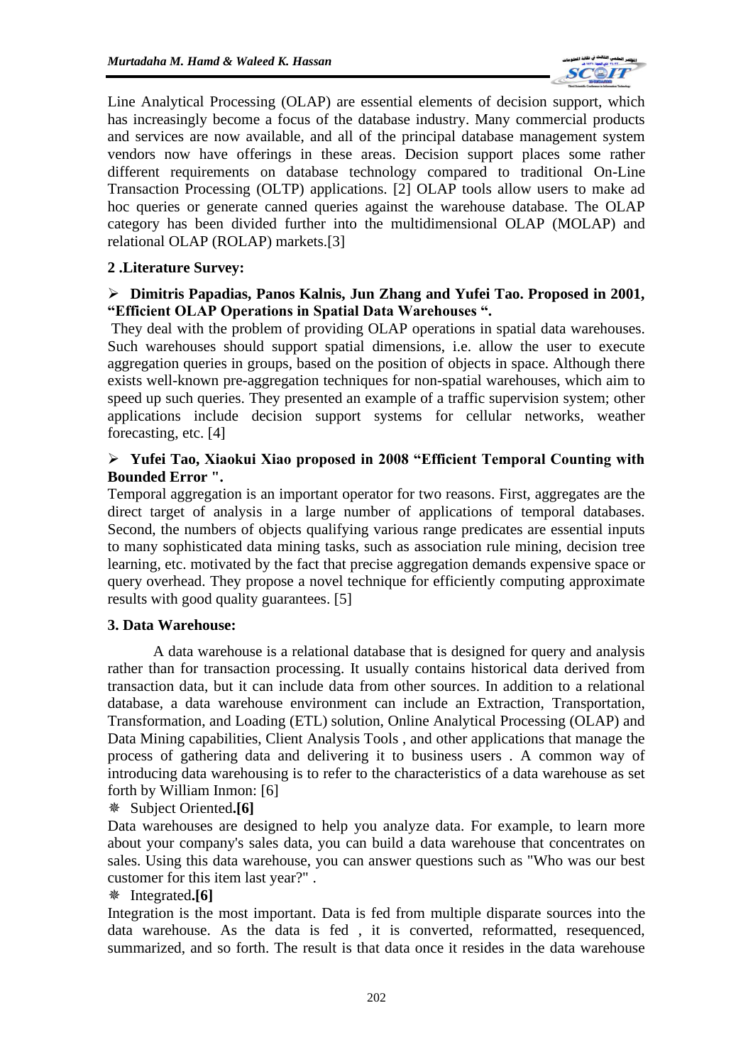Line Analytical Processing (OLAP) are essential elements of decision support, which has increasingly become a focus of the database industry. Many commercial products and services are now available, and all of the principal database management system vendors now have offerings in these areas. Decision support places some rather different requirements on database technology compared to traditional On-Line Transaction Processing (OLTP) applications. [2] OLAP tools allow users to make ad hoc queries or generate canned queries against the warehouse database. The OLAP category has been divided further into the multidimensional OLAP (MOLAP) and relational OLAP (ROLAP) markets.[3]

## 2 .Literature Survey:

- **Dimitris Papadias, Panos Kalnis, Jun Zhang and Yufei Tao. Proposed in 2001, "Efficient OLAP Operations in Spatial Data Warehouses ".**

They deal with the problem of providing OLAP operations in spatial data warehouses. Such warehouses should support spatial dimensions, i.e. allow the user to execute aggregation queries in groups, based on the position of objects in space. Although there exists well-known pre-aggregation techniques for non-spatial warehouses, which aim to speed up such queries. They presented an example of a traffic supervision system; other applications include decision support systems for cellular networks, weather forecasting, etc. [4]

- **Yufei Tao, Xiaokui Xiao proposed in 2008 "Efficient Temporal Counting with Bounded Error ".**

Temporal aggregation is an important operator for two reasons. First, aggregates are the direct target of analysis in a large number of applications of temporal databases. Second, the numbers of objects qualifying various range predicates are essential inputs to many sophisticated data mining tasks, such as association rule mining, decision tree learning, etc. motivated by the fact that precise aggregation demands expensive space or query overhead. They propose a novel technique for efficiently computing approximate results with good quality guarantees. [5]

## 3. Data Warehouse:

A data warehouse is a relational database that is designed for query and analysis rather than for transaction processing. It usually contains historical data derived from transaction data, but it can include data from other sources. In addition to a relational database, a data warehouse environment can include an Extraction, Transportation, Transformation, and Loading (ETL) solution, Online Analytical Processing (OLAP) and Data Mining capabilities, Client Analysis Tools , and other applications that manage the process of gathering data and delivering it to business users . A common way of introducing data warehousing is to refer to the characteristics of a data warehouse as set forth by William Inmon: [6]

- Subject Oriented**.[6]**

Data warehouses are designed to help you analyze data. For example, to learn more about your company's sales data, you can build a data warehouse that concentrates on sales. Using this data warehouse, you can answer questions such as "Who was our best customer for this item last year?" .

- Integrated**.[6]**

Integration is the most important. Data is fed from multiple disparate sources into the data warehouse. As the data is fed , it is converted, reformatted, resequenced, summarized, and so forth. The result is that data once it resides in the data warehouse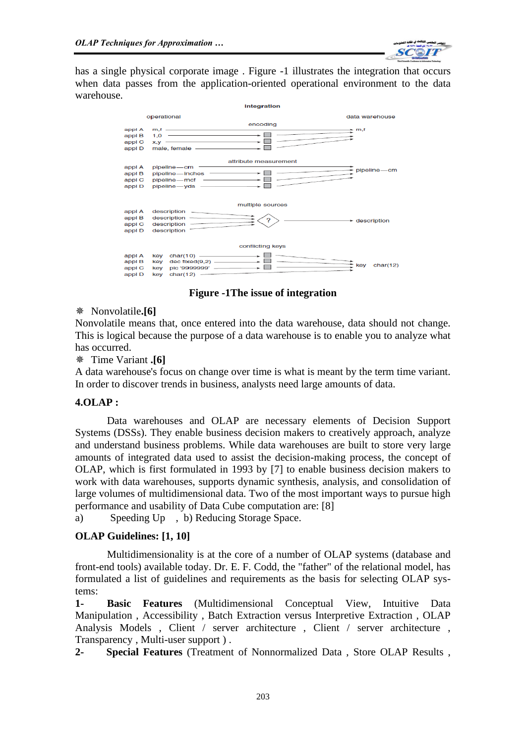has a single physical corporate image . Figure -1 illustrates the integration that occurs when data passes from the application-oriented operational environment to the data warehouse.

**Figure -1The issue of integration**

❋ Nonvolatile.**[6]**

Nonvolatile means that, once entered into the data warehouse, data should not change. This is logical because the purpose of a data warehouse is to enable you to analyze what has occurred.

❋ Time Variant **.[6]**

A data warehouse's focus on change over time is what is meant by the term time variant. In order to discover trends in business, analysts need large amounts of data.

## 4.OLAP :

Data warehouses and OLAP are necessary elements of Decision Support Systems (DSSs). They enable business decision makers to creatively approach, analyze and understand business problems. While data warehouses are built to store very large amounts of integrated data used to assist the decision-making process, the concept of OLAP, which is first formulated in 1993 by [7] to enable business decision makers to work with data warehouses, supports dynamic synthesis, analysis, and consolidation of large volumes of multidimensional data. Two of the most important ways to pursue high performance and usability of Data Cube computation are: [8]

a) Speeding Up , b) Reducing Storage Space.

## OLAP Guidelines: [1, 10]

Multidimensionality is at the core of a number of OLAP systems (database and front-end tools) available today. Dr. E. F. Codd, the "father" of the relational model, has formulated a list of guidelines and requirements as the basis for selecting OLAP systems:

**1- Basic Features** (Multidimensional Conceptual View, Intuitive Data Manipulation , Accessibility , Batch Extraction versus Interpretive Extraction , OLAP Analysis Models , Client / server architecture , Client / server architecture , Transparency , Multi-user support ) .

**2- Special Features** (Treatment of Nonnormalized Data , Store OLAP Results ,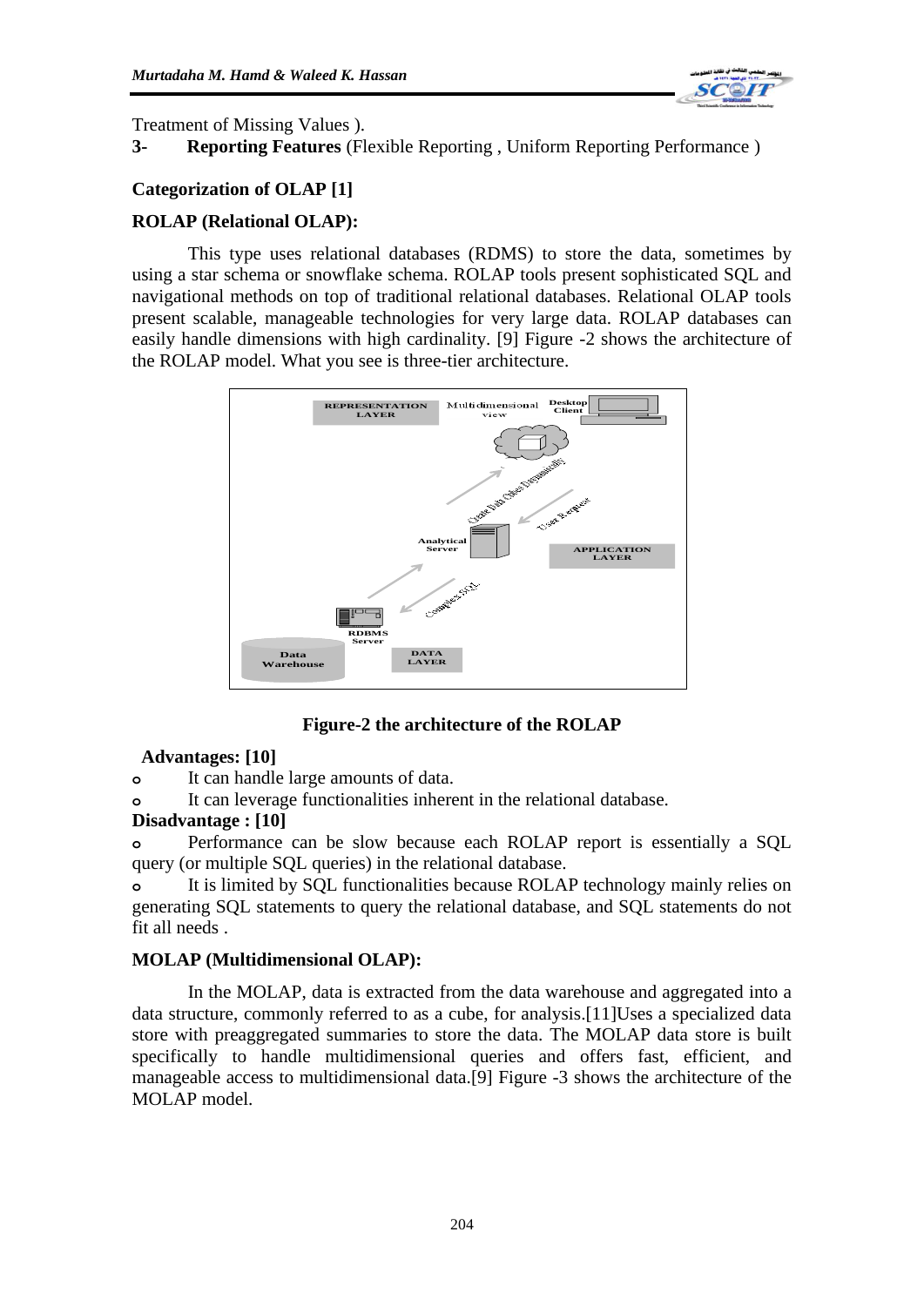Treatment of Missing Values ).

**3- Reporting Features** (Flexible Reporting , Uniform Reporting Performance )

### Categorization of OLAP [1]

### ROLAP (Relational OLAP):

This type uses relational databases (RDMS) to store the data, sometimes by using a star schema or snowflake schema. ROLAP tools present sophisticated SQL and navigational methods on top of traditional relational databases. Relational OLAP tools present scalable, manageable technologies for very large data. ROLAP databases can easily handle dimensions with high cardinality. [9] Figure -2 shows the architecture of the ROLAP model. What you see is three-tier architecture.

**Figure-2 the architecture of the ROLAP**

**Advantages: [10]**

- It can handle large amounts of data.
- It can leverage functionalities inherent in the relational database.

**Disadvantage : [10]**

- Performance can be slow because each ROLAP report is essentially a SQL query (or multiple SQL queries) in the relational database.
- It is limited by SQL functionalities because ROLAP technology mainly relies on generating SQL statements to query the relational database, and SQL statements do not fit all needs .

### MOLAP (Multidimensional OLAP):

In the MOLAP, data is extracted from the data warehouse and aggregated into a data structure, commonly referred to as a cube, for analysis.[11]Uses a specialized data store with preaggregated summaries to store the data. The MOLAP data store is built specifically to handle multidimensional queries and offers fast, efficient, and manageable access to multidimensional data.[9] Figure -3 shows the architecture of the MOLAP model.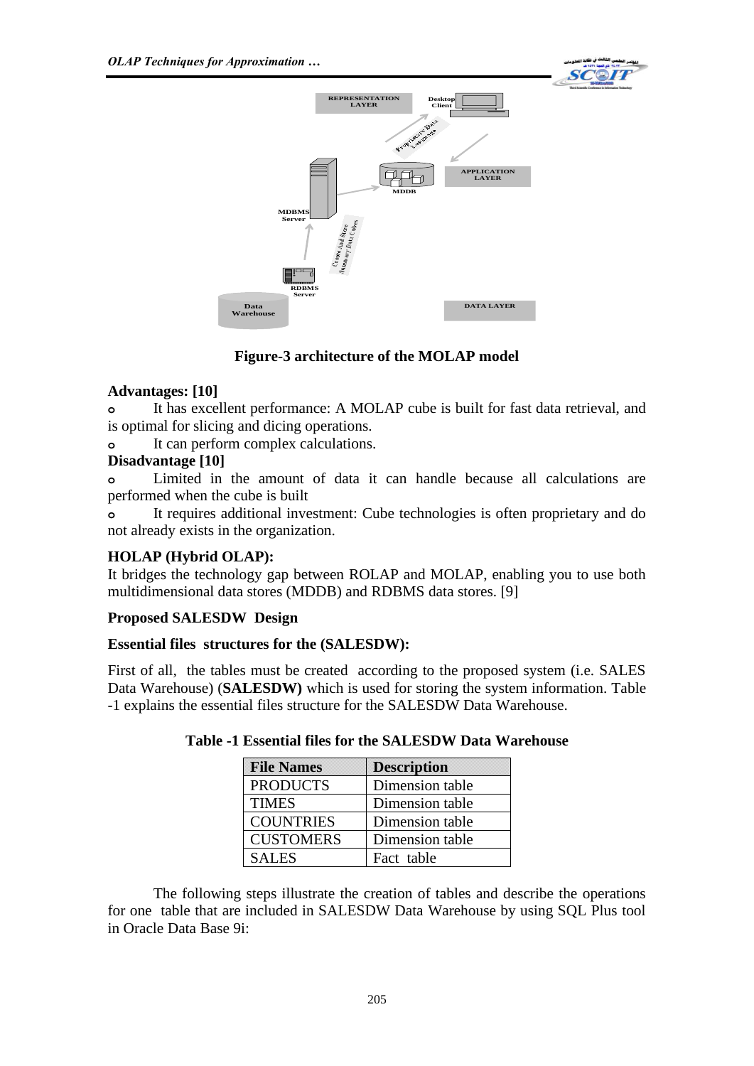Figure-3 architecture of the MOLAP model

**Advantages: [10]**

- It has excellent performance: A MOLAP cube is built for fast data retrieval, and is optimal for slicing and dicing operations.
- It can perform complex calculations.

**Disadvantage [10]**

- Limited in the amount of data it can handle because all calculations are performed when the cube is built
- It requires additional investment: Cube technologies is often proprietary and do not already exists in the organization.

**HOLAP (Hybrid OLAP):**

It bridges the technology gap between ROLAP and MOLAP, enabling you to use both multidimensional data stores (MDDB) and RDBMS data stores. [9]

**Proposed SALESDW Design**

**Essential files structures for the (SALESDW):**

First of all, the tables must be created according to the proposed system (i.e. SALES Data Warehouse) (**SALESDW)** which is used for storing the system information. Table -1 explains the essential files structure for the SALESDW Data Warehouse.

**Table -1 Essential files for the SALESDW Data Warehouse**

| File Names | Description |
|---|---|
| PRODUCTS | Dimension table |
| TIMES | Dimension table |
| COUNTRIES | Dimension table |
| CUSTOMERS | Dimension table |
| SALES | Fact table |

The following steps illustrate the creation of tables and describe the operations for one table that are included in SALESDW Data Warehouse by using SQL Plus tool in Oracle Data Base 9i: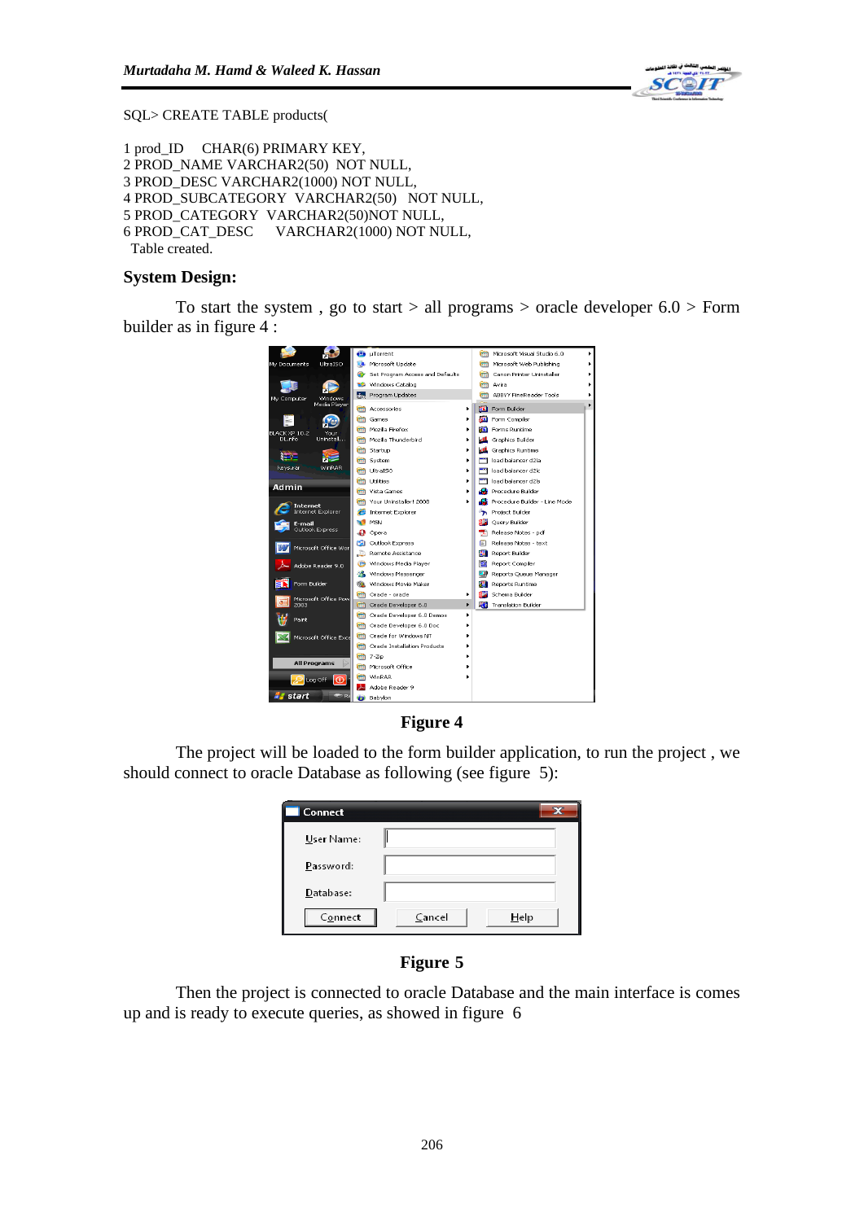SQL> CREATE TABLE products(

```
1 prod_ID     CHAR(6) PRIMARY KEY,
2 PROD_NAME VARCHAR2(50)  NOT NULL,
3 PROD_DESC VARCHAR2(1000) NOT NULL,
4 PROD_SUBCATEGORY  VARCHAR2(50)   NOT NULL,
5 PROD_CATEGORY  VARCHAR2(50)NOT NULL,
6 PROD_CAT_DESC      VARCHAR2(1000) NOT NULL,
  Table created.
```

## System Design:

To start the system , go to start > all programs > oracle developer 6.0 > Form builder as in figure 4 :

Figure 4

The project will be loaded to the form builder application, to run the project , we should connect to oracle Database as following (see figure 5):

Figure 5

Then the project is connected to oracle Database and the main interface is comes up and is ready to execute queries, as showed in figure 6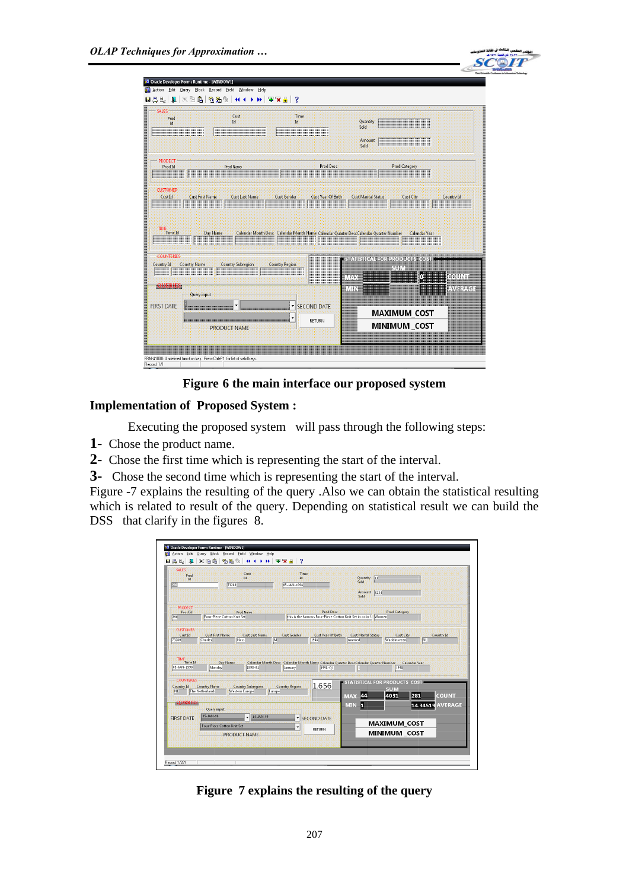Figure 6 the main interface our proposed system

**Implementation of Proposed System :**

Executing the proposed system will pass through the following steps:

**1-** Chose the product name.

**2-** Chose the first time which is representing the start of the interval.

**3-** Chose the second time which is representing the start of the interval.

Figure -7 explains the resulting of the query .Also we can obtain the statistical resulting which is related to result of the query. Depending on statistical result we can build the DSS that clarify in the figures 8.

Figure 7 explains the resulting of the query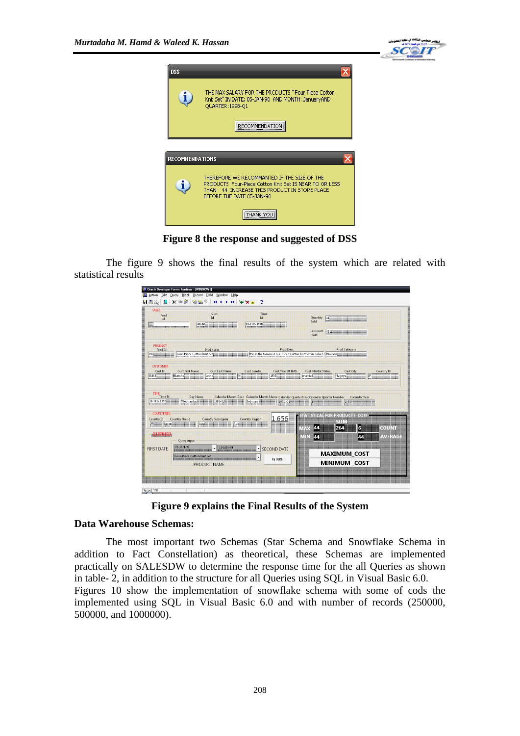Figure 8 the response and suggested of DSS

The figure 9 shows the final results of the system which are related with statistical results

Figure 9 explains the Final Results of the System

**Data Warehouse Schemas:**

The most important two Schemas (Star Schema and Snowflake Schema in addition to Fact Constellation) as theoretical, these Schemas are implemented practically on SALESDW to determine the response time for the all Queries as shown in table- 2, in addition to the structure for all Queries using SQL in Visual Basic 6.0.
Figures 10 show the implementation of snowflake schema with some of cods the implemented using SQL in Visual Basic 6.0 and with number of records (250000, 500000, and 1000000).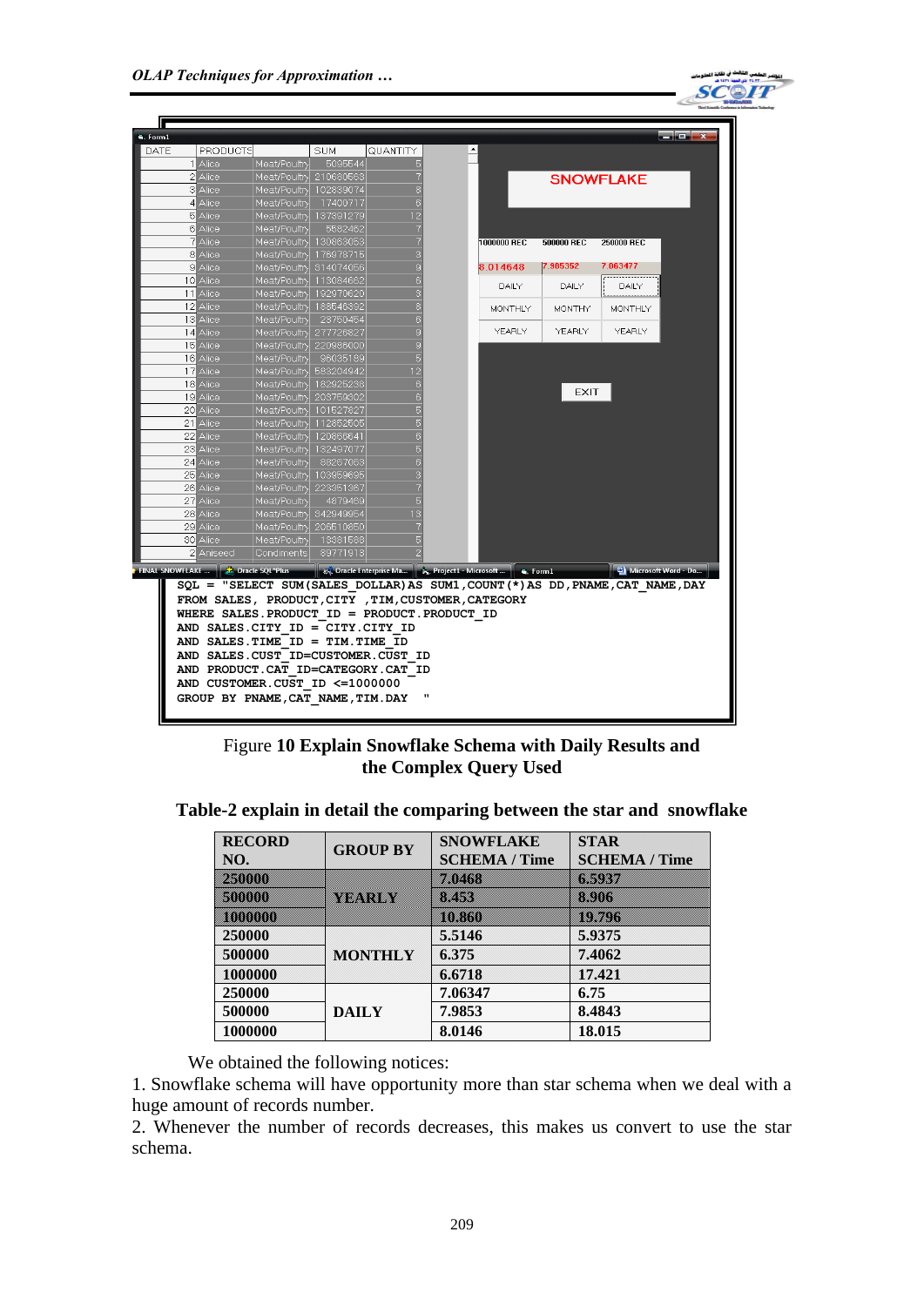```
SQL = "SELECT SUM(SALES_DOLLAR)AS SUM1,COUNT(*)AS DD,PNAME,CAT_NAME,DAY
FROM SALES, PRODUCT,CITY ,TIM,CUSTOMER,CATEGORY
WHERE SALES.PRODUCT_ID = PRODUCT.PRODUCT_ID
AND SALES.CITY_ID = CITY.CITY_ID
AND SALES.TIME_ID = TIM.TIME_ID
AND SALES.CUST_ID=CUSTOMER.CUST_ID
AND PRODUCT.CAT_ID=CATEGORY.CAT_ID
AND CUSTOMER.CUST_ID <=1000000
GROUP BY PNAME,CAT_NAME,TIM.DAY "
```

Figure **10 Explain Snowflake Schema with Daily Results and the Complex Query Used**

**Table-2 explain in detail the comparing between the star and snowflake**

| RECORD NO. | GROUP BY | SNOWFLAKE SCHEMA / Time | STAR SCHEMA / Time |
|---|---|---|---|
| 250000 | YEARLY | 7.0468 | 6.5937 |
| 500000 | | 8.453 | 8.906 |
| 1000000 | | 10.860 | 19.796 |
| 250000 | MONTHLY | 5.5146 | 5.9375 |
| 500000 | | 6.375 | 7.4062 |
| 1000000 | | 6.6718 | 17.421 |
| 250000 | DAILY | 7.06347 | 6.75 |
| 500000 | | 7.9853 | 8.4843 |
| 1000000 | | 8.0146 | 18.015 |

We obtained the following notices:

1. Snowflake schema will have opportunity more than star schema when we deal with a huge amount of records number.
2. Whenever the number of records decreases, this makes us convert to use the star schema.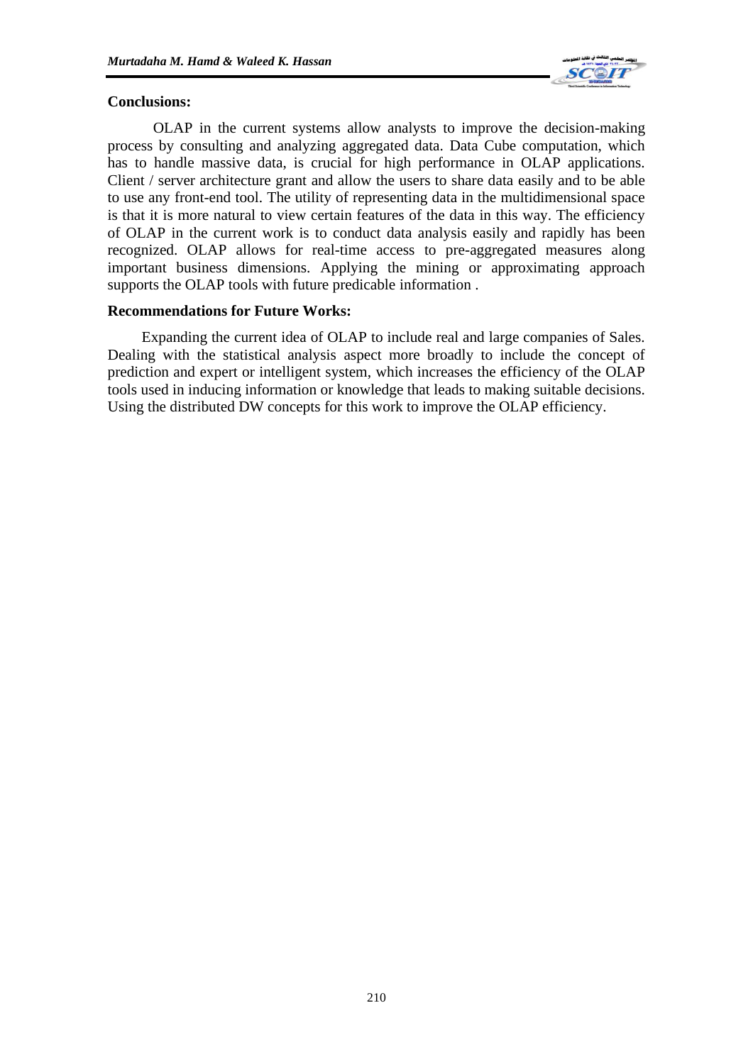**Conclusions:**

OLAP in the current systems allow analysts to improve the decision-making process by consulting and analyzing aggregated data. Data Cube computation, which has to handle massive data, is crucial for high performance in OLAP applications. Client / server architecture grant and allow the users to share data easily and to be able to use any front-end tool. The utility of representing data in the multidimensional space is that it is more natural to view certain features of the data in this way. The efficiency of OLAP in the current work is to conduct data analysis easily and rapidly has been recognized. OLAP allows for real-time access to pre-aggregated measures along important business dimensions. Applying the mining or approximating approach supports the OLAP tools with future predicable information .

**Recommendations for Future Works:**

Expanding the current idea of OLAP to include real and large companies of Sales. Dealing with the statistical analysis aspect more broadly to include the concept of prediction and expert or intelligent system, which increases the efficiency of the OLAP tools used in inducing information or knowledge that leads to making suitable decisions. Using the distributed DW concepts for this work to improve the OLAP efficiency.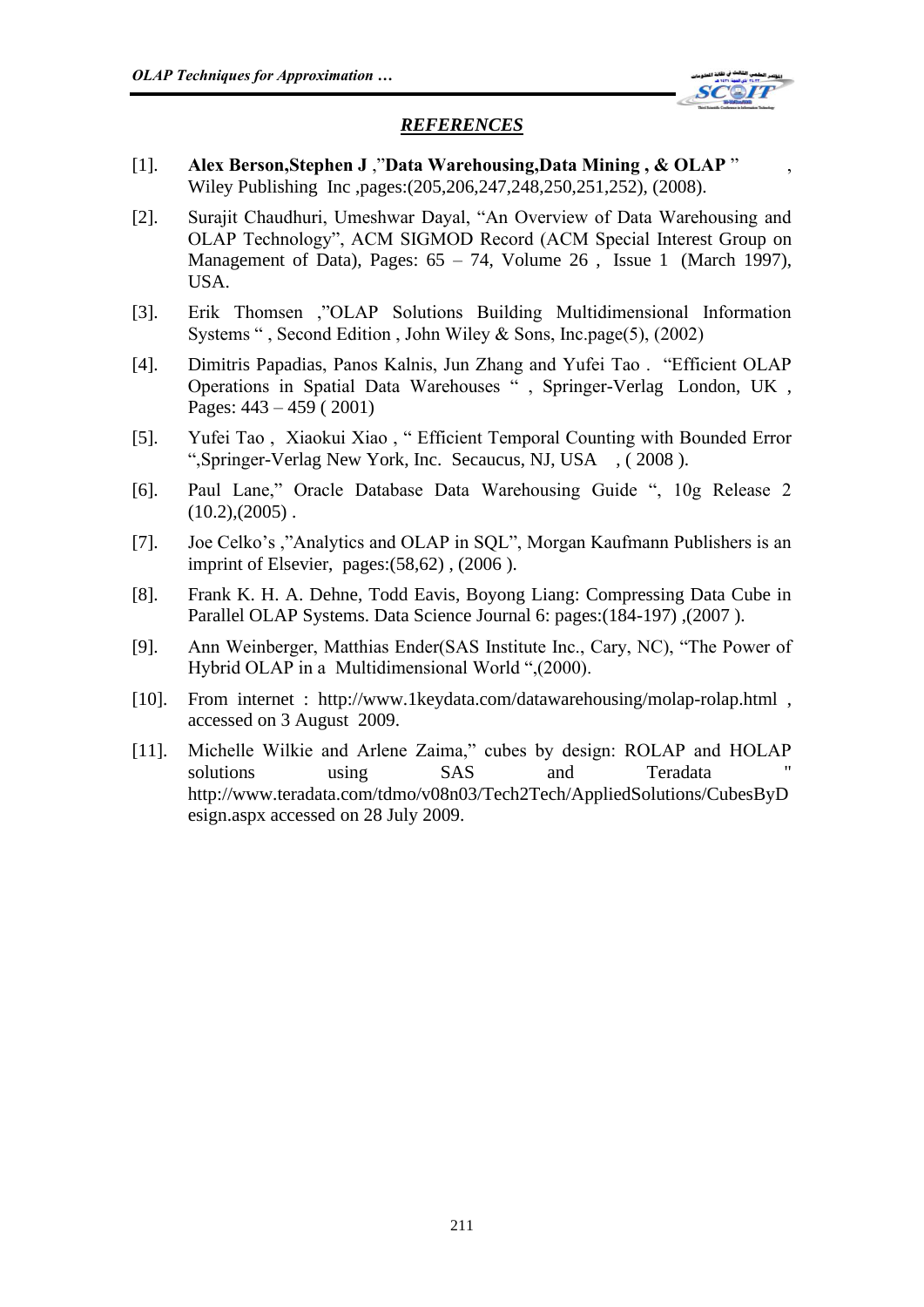## *REFERENCES*

[1]. **Alex Berson,Stephen J** ,"**Data Warehousing,Data Mining , & OLAP** " , Wiley Publishing Inc ,pages:(205,206,247,248,250,251,252), (2008).

[2]. Surajit Chaudhuri, Umeshwar Dayal, "An Overview of Data Warehousing and OLAP Technology", ACM SIGMOD Record (ACM Special Interest Group on Management of Data), Pages: 65 – 74, Volume 26 , Issue 1 (March 1997), USA.

[3]. Erik Thomsen ,"OLAP Solutions Building Multidimensional Information Systems " , Second Edition , John Wiley & Sons, Inc.page(5), (2002)

[4]. Dimitris Papadias, Panos Kalnis, Jun Zhang and Yufei Tao . "Efficient OLAP Operations in Spatial Data Warehouses " , Springer-Verlag London, UK , Pages: 443 – 459 ( 2001)

[5]. Yufei Tao , Xiaokui Xiao , " Efficient Temporal Counting with Bounded Error ",Springer-Verlag New York, Inc. Secaucus, NJ, USA , ( 2008 ).

[6]. Paul Lane," Oracle Database Data Warehousing Guide ", 10g Release 2 (10.2),(2005) .

[7]. Joe Celko's ,"Analytics and OLAP in SQL", Morgan Kaufmann Publishers is an imprint of Elsevier, pages:(58,62) , (2006 ).

[8]. Frank K. H. A. Dehne, Todd Eavis, Boyong Liang: Compressing Data Cube in Parallel OLAP Systems. Data Science Journal 6: pages:(184-197) ,(2007 ).

[9]. Ann Weinberger, Matthias Ender(SAS Institute Inc., Cary, NC), "The Power of Hybrid OLAP in a Multidimensional World ",(2000).

[10]. From internet : http://www.1keydata.com/datawarehousing/molap-rolap.html , accessed on 3 August 2009.

[11]. Michelle Wilkie and Arlene Zaima," cubes by design: ROLAP and HOLAP solutions using SAS and Teradata " http://www.teradata.com/tdmo/v08n03/Tech2Tech/AppliedSolutions/CubesByDesign.aspx accessed on 28 July 2009.